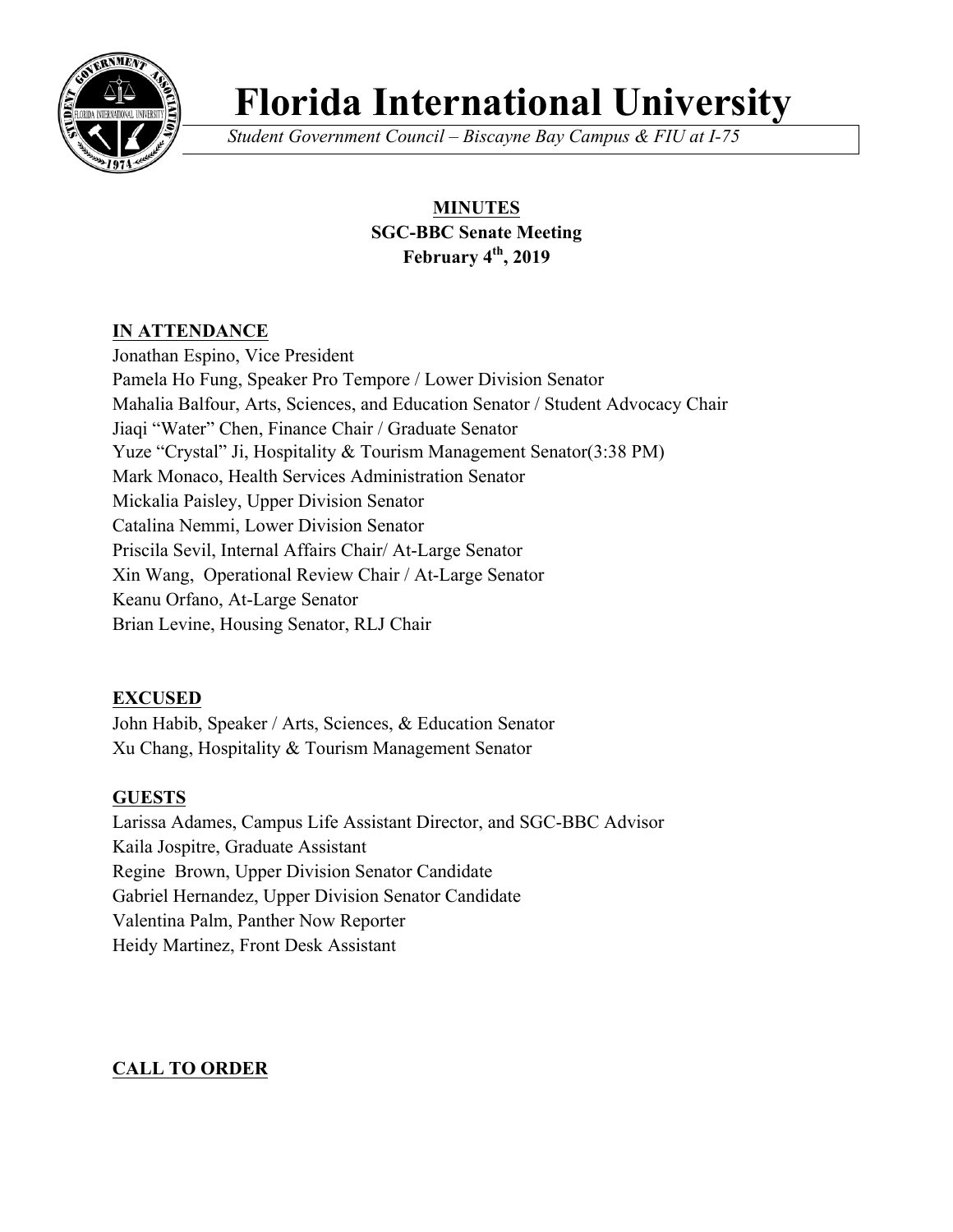# Florida International University

*Student Government Council – Biscayne Bay Campus & FIU at I-75*

**MINUTES**
**SGC-BBC Senate Meeting**
**February 4th, 2019**

**IN ATTENDANCE**

Jonathan Espino, Vice President
Pamela Ho Fung, Speaker Pro Tempore / Lower Division Senator
Mahalia Balfour, Arts, Sciences, and Education Senator / Student Advocacy Chair
Jiaqi "Water" Chen, Finance Chair / Graduate Senator
Yuze "Crystal" Ji, Hospitality & Tourism Management Senator(3:38 PM)
Mark Monaco, Health Services Administration Senator
Mickalia Paisley, Upper Division Senator
Catalina Nemmi, Lower Division Senator
Priscila Sevil, Internal Affairs Chair/ At-Large Senator
Xin Wang, Operational Review Chair / At-Large Senator
Keanu Orfano, At-Large Senator
Brian Levine, Housing Senator, RLJ Chair

**EXCUSED**

John Habib, Speaker / Arts, Sciences, & Education Senator
Xu Chang, Hospitality & Tourism Management Senator

**GUESTS**

Larissa Adames, Campus Life Assistant Director, and SGC-BBC Advisor
Kaila Jospitre, Graduate Assistant
Regine Brown, Upper Division Senator Candidate
Gabriel Hernandez, Upper Division Senator Candidate
Valentina Palm, Panther Now Reporter
Heidy Martinez, Front Desk Assistant

**CALL TO ORDER**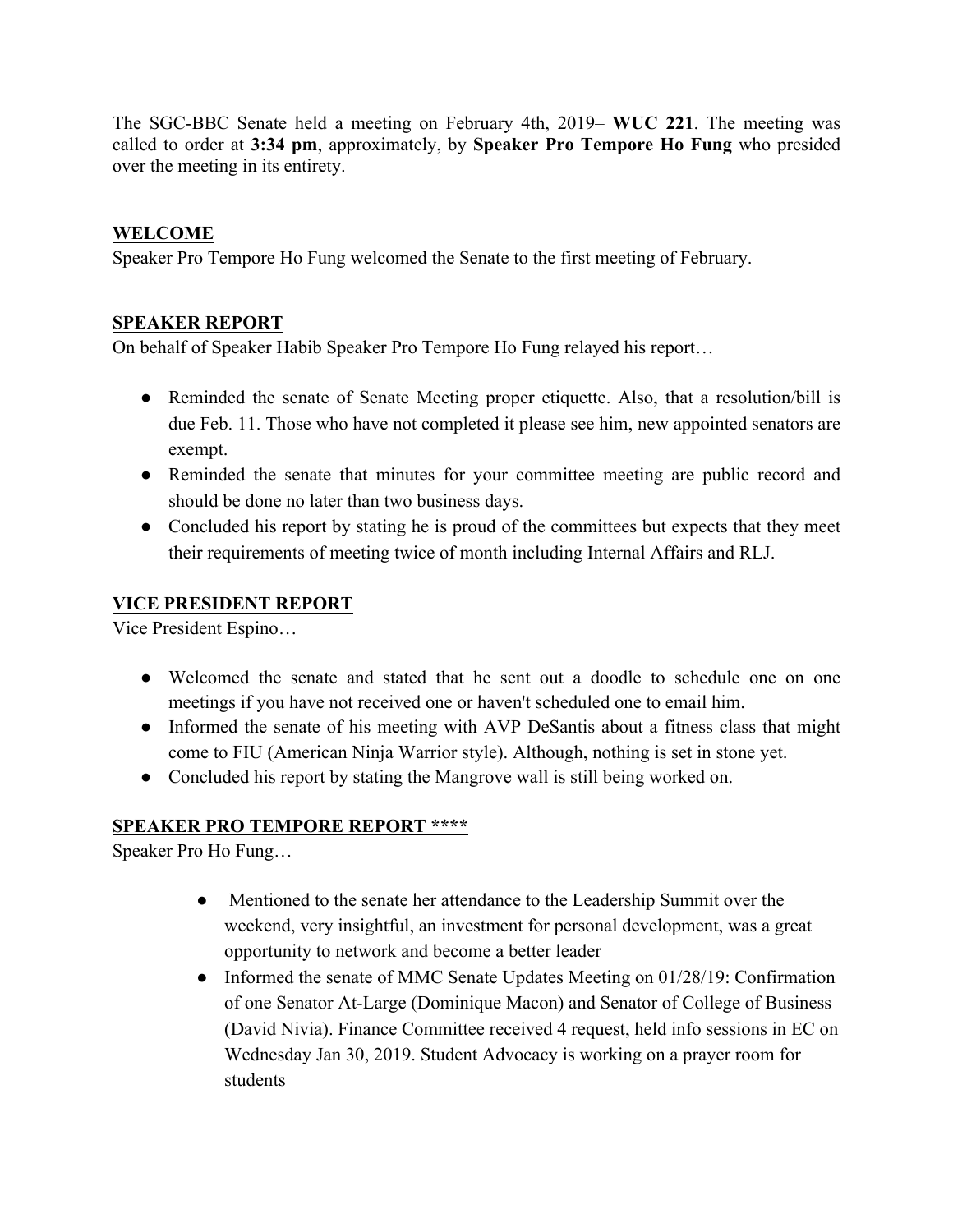The SGC-BBC Senate held a meeting on February 4th, 2019– **WUC 221**. The meeting was called to order at **3:34 pm**, approximately, by **Speaker Pro Tempore Ho Fung** who presided over the meeting in its entirety.

## WELCOME

Speaker Pro Tempore Ho Fung welcomed the Senate to the first meeting of February.

## SPEAKER REPORT

On behalf of Speaker Habib Speaker Pro Tempore Ho Fung relayed his report…

- Reminded the senate of Senate Meeting proper etiquette. Also, that a resolution/bill is due Feb. 11. Those who have not completed it please see him, new appointed senators are exempt.
- Reminded the senate that minutes for your committee meeting are public record and should be done no later than two business days.
- Concluded his report by stating he is proud of the committees but expects that they meet their requirements of meeting twice of month including Internal Affairs and RLJ.

## VICE PRESIDENT REPORT

Vice President Espino…

- Welcomed the senate and stated that he sent out a doodle to schedule one on one meetings if you have not received one or haven't scheduled one to email him.
- Informed the senate of his meeting with AVP DeSantis about a fitness class that might come to FIU (American Ninja Warrior style). Although, nothing is set in stone yet.
- Concluded his report by stating the Mangrove wall is still being worked on.

## SPEAKER PRO TEMPORE REPORT ****

Speaker Pro Ho Fung…

- Mentioned to the senate her attendance to the Leadership Summit over the weekend, very insightful, an investment for personal development, was a great opportunity to network and become a better leader
- Informed the senate of MMC Senate Updates Meeting on 01/28/19: Confirmation of one Senator At-Large (Dominique Macon) and Senator of College of Business (David Nivia). Finance Committee received 4 request, held info sessions in EC on Wednesday Jan 30, 2019. Student Advocacy is working on a prayer room for students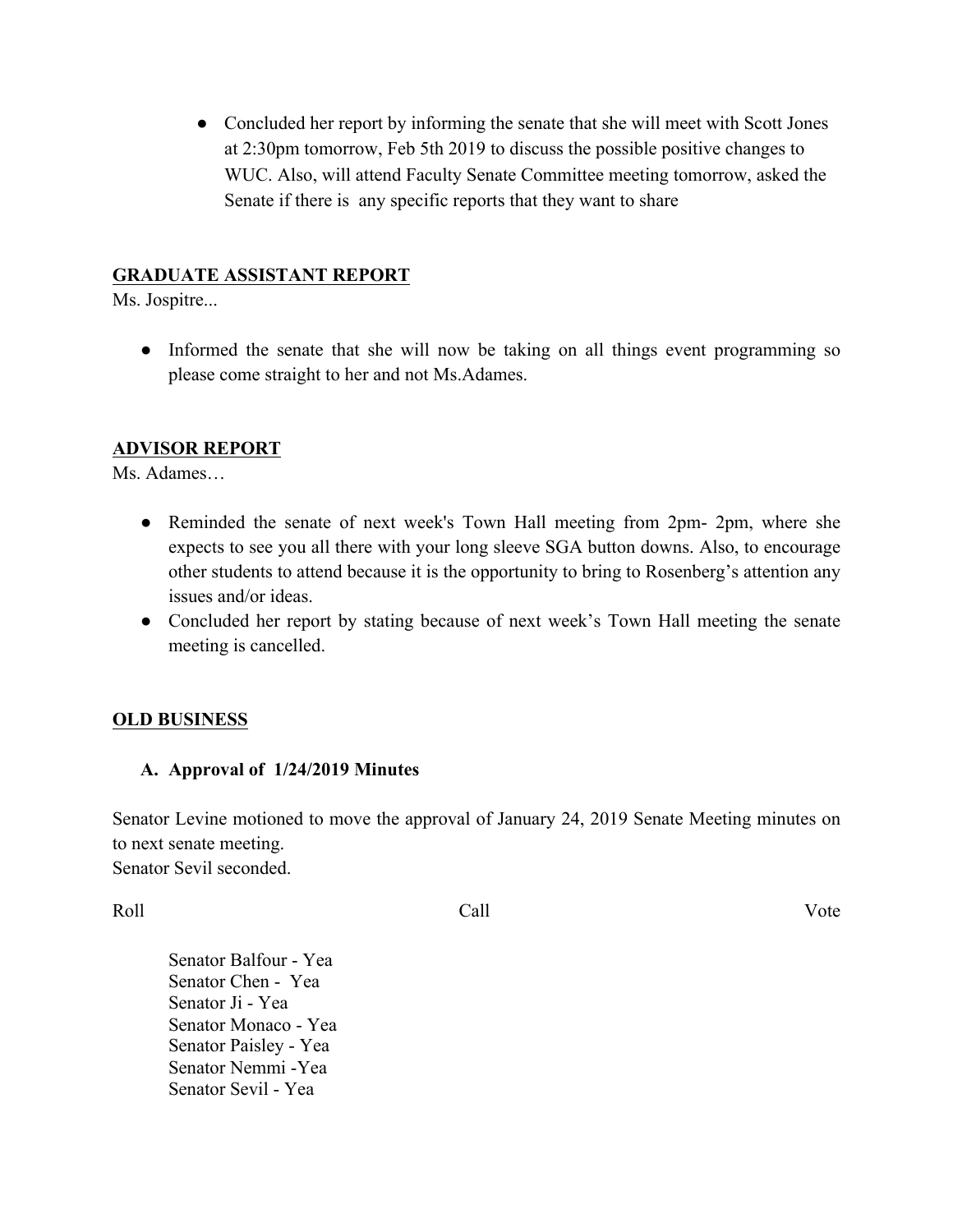- Concluded her report by informing the senate that she will meet with Scott Jones at 2:30pm tomorrow, Feb 5th 2019 to discuss the possible positive changes to WUC. Also, will attend Faculty Senate Committee meeting tomorrow, asked the Senate if there is any specific reports that they want to share

## GRADUATE ASSISTANT REPORT

Ms. Jospitre...

- Informed the senate that she will now be taking on all things event programming so please come straight to her and not Ms.Adames.

## ADVISOR REPORT

Ms. Adames…

- Reminded the senate of next week's Town Hall meeting from 2pm- 2pm, where she expects to see you all there with your long sleeve SGA button downs. Also, to encourage other students to attend because it is the opportunity to bring to Rosenberg's attention any issues and/or ideas.
- Concluded her report by stating because of next week's Town Hall meeting the senate meeting is cancelled.

## OLD BUSINESS

### A. Approval of 1/24/2019 Minutes

Senator Levine motioned to move the approval of January 24, 2019 Senate Meeting minutes on to next senate meeting.
Senator Sevil seconded.

Roll Call Vote

Senator Balfour - Yea
Senator Chen - Yea
Senator Ji - Yea
Senator Monaco - Yea
Senator Paisley - Yea
Senator Nemmi -Yea
Senator Sevil - Yea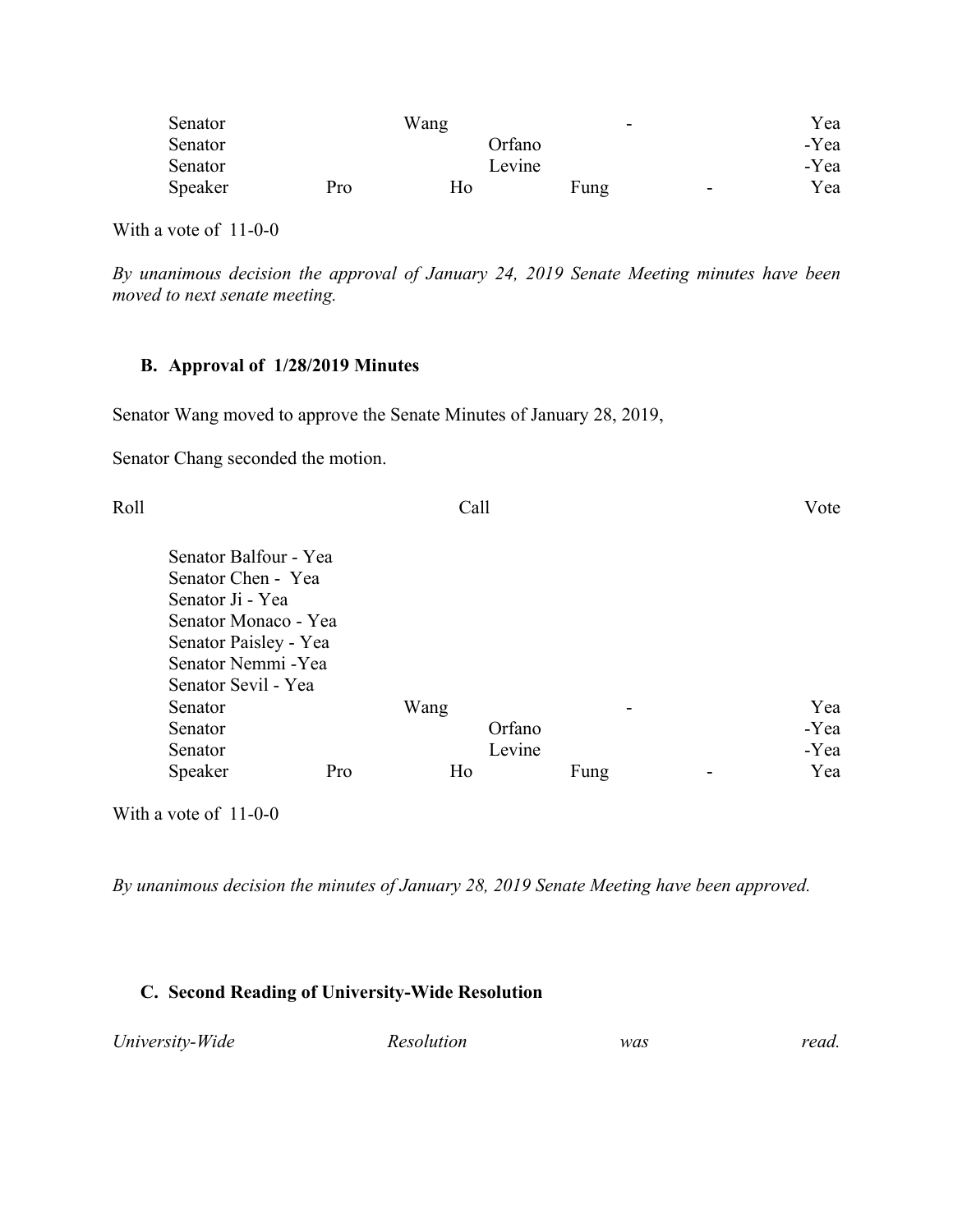Senator Wang - Yea
Senator Orfano -Yea
Senator Levine -Yea
Speaker Pro Ho Fung - Yea

With a vote of 11-0-0

*By unanimous decision the approval of January 24, 2019 Senate Meeting minutes have been moved to next senate meeting.*

### B. Approval of 1/28/2019 Minutes

Senator Wang moved to approve the Senate Minutes of January 28, 2019,

Senator Chang seconded the motion.

Roll Call Vote

Senator Balfour - Yea
Senator Chen - Yea
Senator Ji - Yea
Senator Monaco - Yea
Senator Paisley - Yea
Senator Nemmi -Yea
Senator Sevil - Yea
Senator Wang - Yea
Senator Orfano -Yea
Senator Levine -Yea
Speaker Pro Ho Fung - Yea

With a vote of 11-0-0

*By unanimous decision the minutes of January 28, 2019 Senate Meeting have been approved.*

### C. Second Reading of University-Wide Resolution

*University-Wide Resolution was read.*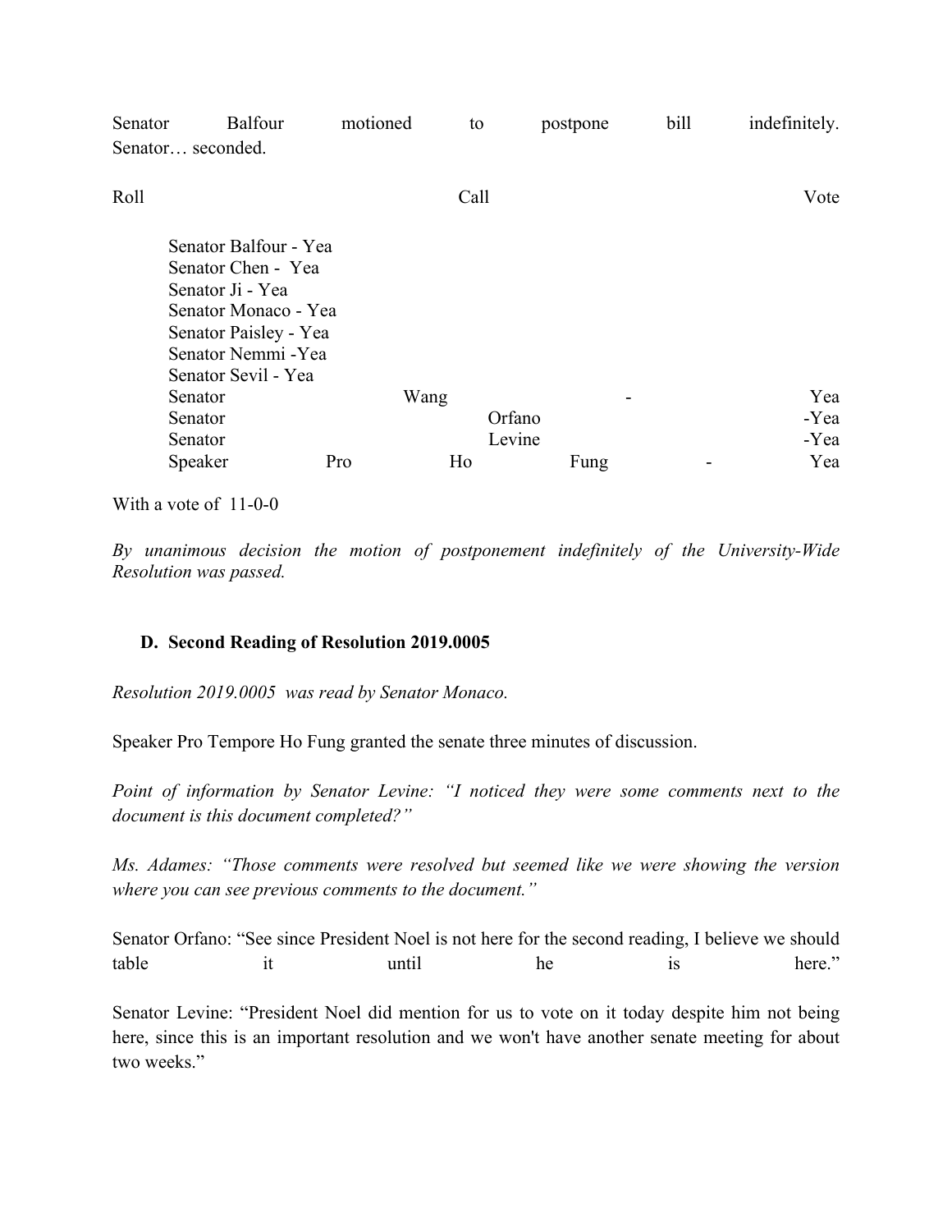Senator Balfour motioned to postpone bill indefinitely. Senator… seconded.

Roll Call Vote

- Senator Balfour - Yea
- Senator Chen - Yea
- Senator Ji - Yea
- Senator Monaco - Yea
- Senator Paisley - Yea
- Senator Nemmi -Yea
- Senator Sevil - Yea
- Senator Wang - Yea
- Senator Orfano -Yea
- Senator Levine -Yea
- Speaker Pro Ho Fung - Yea

With a vote of 11-0-0

*By unanimous decision the motion of postponement indefinitely of the University-Wide Resolution was passed.*

### D. Second Reading of Resolution 2019.0005

*Resolution 2019.0005 was read by Senator Monaco.*

Speaker Pro Tempore Ho Fung granted the senate three minutes of discussion.

*Point of information by Senator Levine: "I noticed they were some comments next to the document is this document completed?"*

*Ms. Adames: "Those comments were resolved but seemed like we were showing the version where you can see previous comments to the document."*

Senator Orfano: "See since President Noel is not here for the second reading, I believe we should table it until he is here."

Senator Levine: "President Noel did mention for us to vote on it today despite him not being here, since this is an important resolution and we won't have another senate meeting for about two weeks."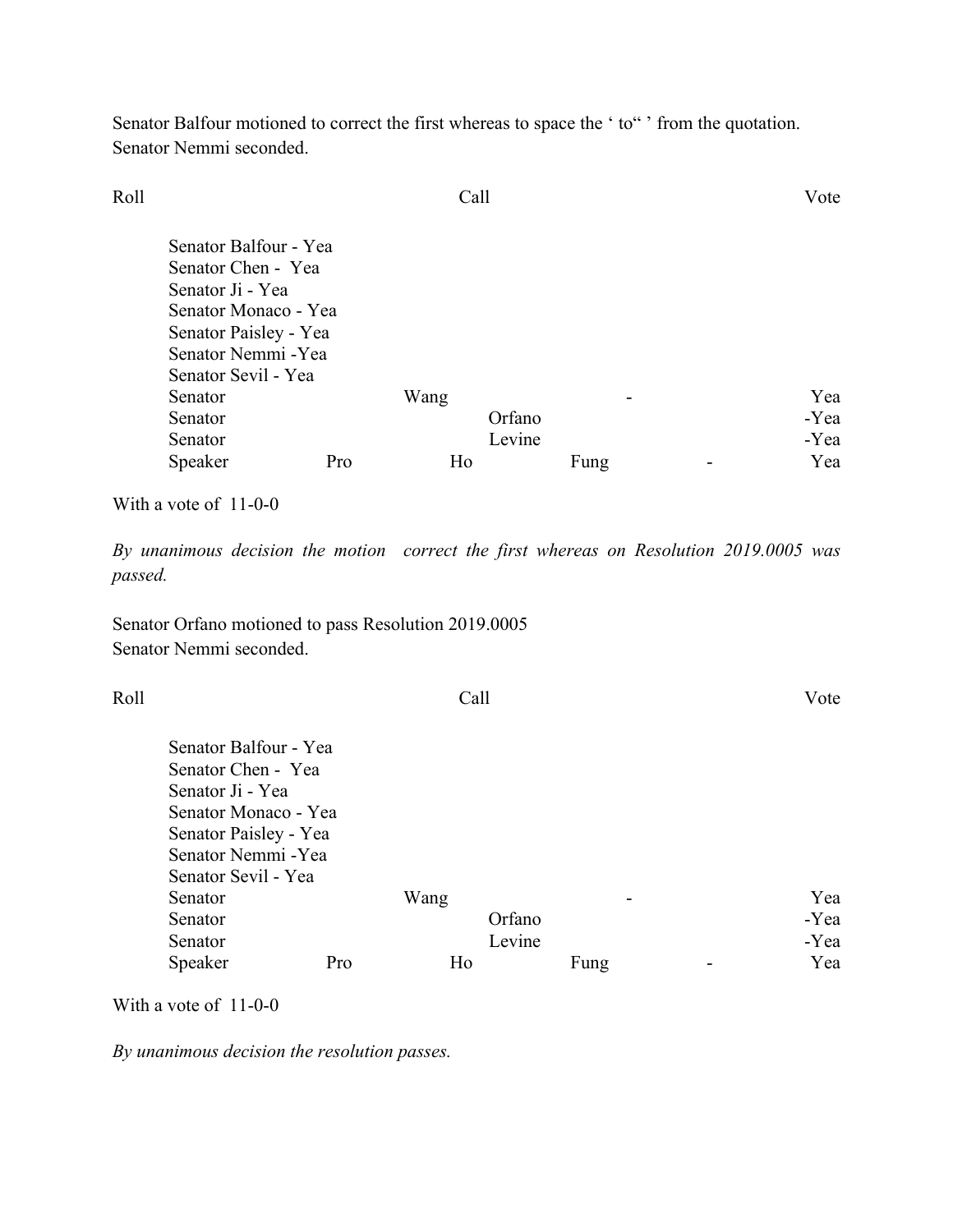Senator Balfour motioned to correct the first whereas to space the ‘ to“ ’ from the quotation.
Senator Nemmi seconded.

Roll Call Vote

Senator Balfour - Yea
Senator Chen - Yea
Senator Ji - Yea
Senator Monaco - Yea
Senator Paisley - Yea
Senator Nemmi -Yea
Senator Sevil - Yea
Senator Wang - Yea
Senator Orfano -Yea
Senator Levine -Yea
Speaker Pro Ho Fung - Yea

With a vote of 11-0-0

*By unanimous decision the motion correct the first whereas on Resolution 2019.0005 was passed.*

Senator Orfano motioned to pass Resolution 2019.0005
Senator Nemmi seconded.

Roll Call Vote

Senator Balfour - Yea
Senator Chen - Yea
Senator Ji - Yea
Senator Monaco - Yea
Senator Paisley - Yea
Senator Nemmi -Yea
Senator Sevil - Yea
Senator Wang - Yea
Senator Orfano -Yea
Senator Levine -Yea
Speaker Pro Ho Fung - Yea

With a vote of 11-0-0

*By unanimous decision the resolution passes.*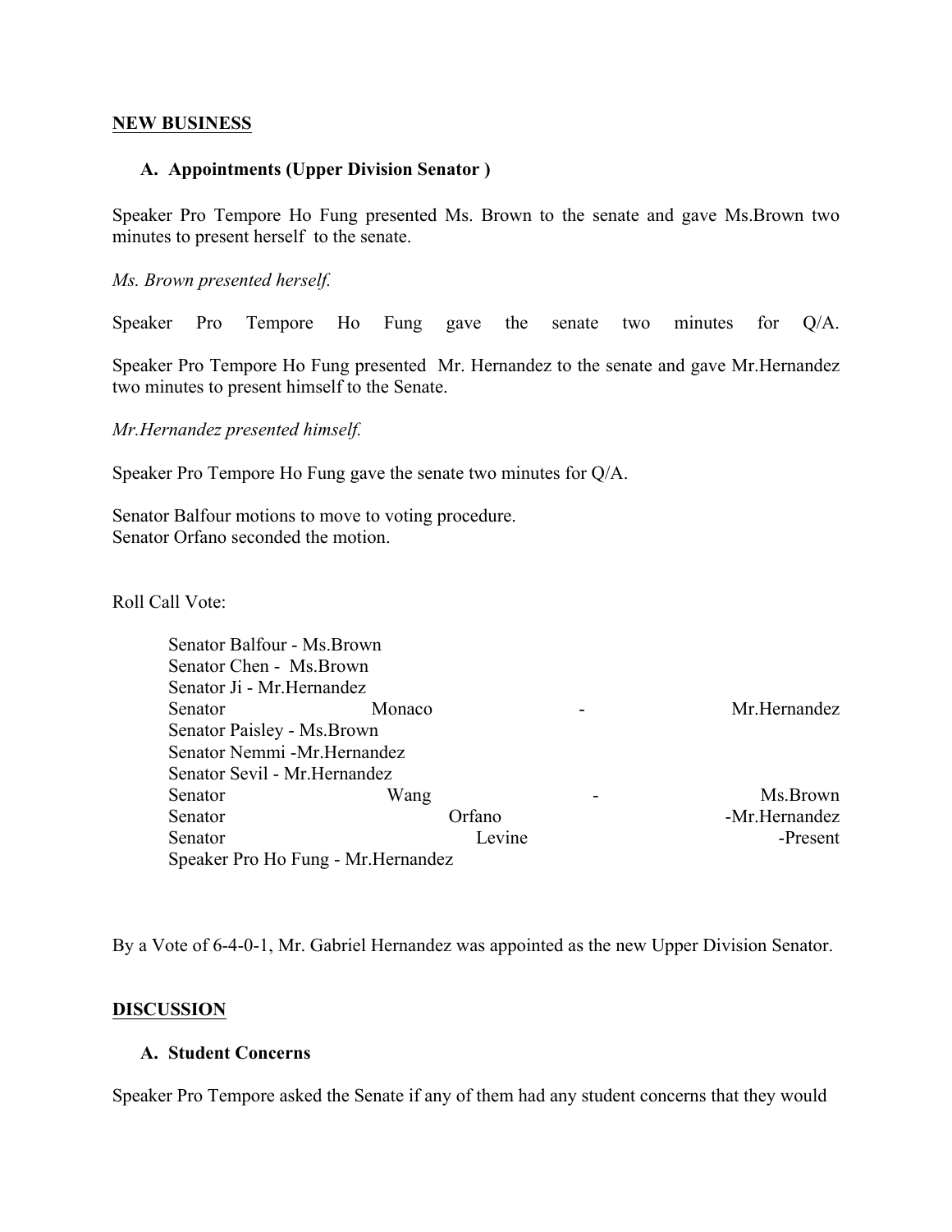**NEW BUSINESS**

**A. Appointments (Upper Division Senator )**

Speaker Pro Tempore Ho Fung presented Ms. Brown to the senate and gave Ms.Brown two minutes to present herself to the senate.

*Ms. Brown presented herself.*

Speaker Pro Tempore Ho Fung gave the senate two minutes for Q/A.

Speaker Pro Tempore Ho Fung presented Mr. Hernandez to the senate and gave Mr.Hernandez two minutes to present himself to the Senate.

*Mr.Hernandez presented himself.*

Speaker Pro Tempore Ho Fung gave the senate two minutes for Q/A.

Senator Balfour motions to move to voting procedure.
Senator Orfano seconded the motion.

Roll Call Vote:

Senator Balfour - Ms.Brown
Senator Chen - Ms.Brown
Senator Ji - Mr.Hernandez
Senator Monaco - Mr.Hernandez
Senator Paisley - Ms.Brown
Senator Nemmi -Mr.Hernandez
Senator Sevil - Mr.Hernandez
Senator Wang - Ms.Brown
Senator Orfano -Mr.Hernandez
Senator Levine -Present
Speaker Pro Ho Fung - Mr.Hernandez

By a Vote of 6-4-0-1, Mr. Gabriel Hernandez was appointed as the new Upper Division Senator.

**DISCUSSION**

**A. Student Concerns**

Speaker Pro Tempore asked the Senate if any of them had any student concerns that they would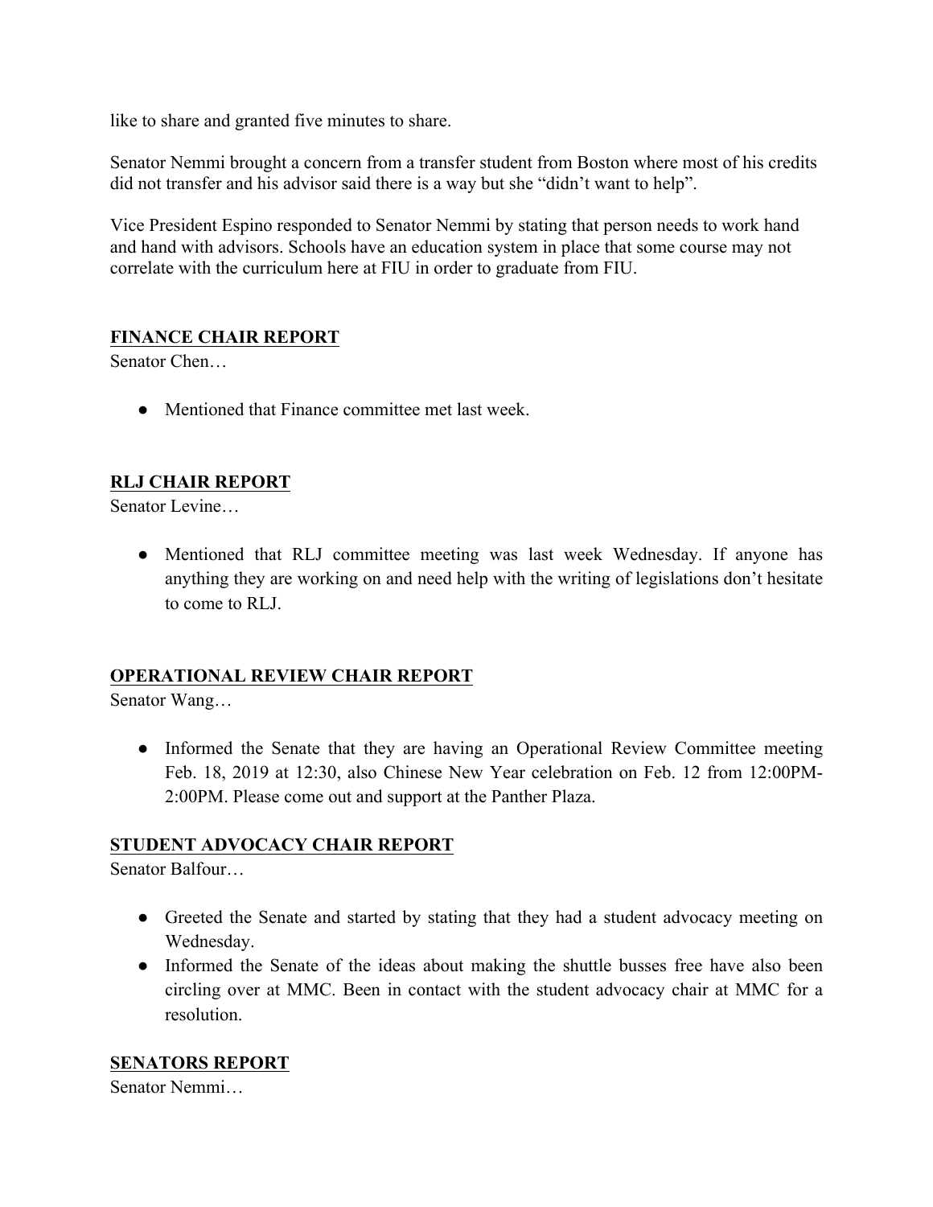like to share and granted five minutes to share.

Senator Nemmi brought a concern from a transfer student from Boston where most of his credits did not transfer and his advisor said there is a way but she "didn't want to help".

Vice President Espino responded to Senator Nemmi by stating that person needs to work hand and hand with advisors. Schools have an education system in place that some course may not correlate with the curriculum here at FIU in order to graduate from FIU.

## FINANCE CHAIR REPORT

Senator Chen…

- Mentioned that Finance committee met last week.

## RLJ CHAIR REPORT

Senator Levine…

- Mentioned that RLJ committee meeting was last week Wednesday. If anyone has anything they are working on and need help with the writing of legislations don't hesitate to come to RLJ.

## OPERATIONAL REVIEW CHAIR REPORT

Senator Wang…

- Informed the Senate that they are having an Operational Review Committee meeting Feb. 18, 2019 at 12:30, also Chinese New Year celebration on Feb. 12 from 12:00PM-2:00PM. Please come out and support at the Panther Plaza.

## STUDENT ADVOCACY CHAIR REPORT

Senator Balfour…

- Greeted the Senate and started by stating that they had a student advocacy meeting on Wednesday.
- Informed the Senate of the ideas about making the shuttle busses free have also been circling over at MMC. Been in contact with the student advocacy chair at MMC for a resolution.

## SENATORS REPORT

Senator Nemmi…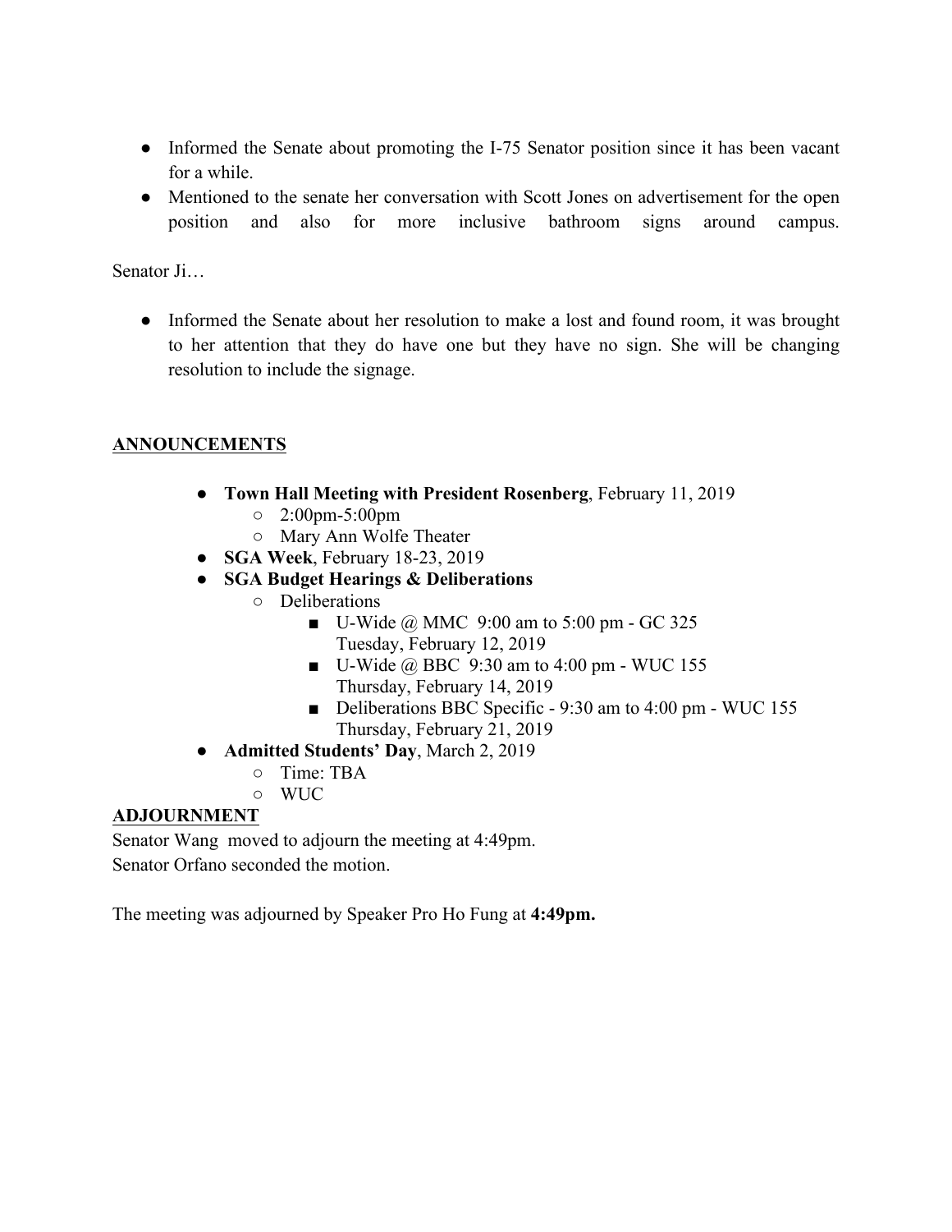- Informed the Senate about promoting the I-75 Senator position since it has been vacant for a while.
- Mentioned to the senate her conversation with Scott Jones on advertisement for the open position and also for more inclusive bathroom signs around campus.

Senator Ji…

- Informed the Senate about her resolution to make a lost and found room, it was brought to her attention that they do have one but they have no sign. She will be changing resolution to include the signage.

**ANNOUNCEMENTS**

- **Town Hall Meeting with President Rosenberg**, February 11, 2019
  - 2:00pm-5:00pm
  - Mary Ann Wolfe Theater
- **SGA Week**, February 18-23, 2019
- **SGA Budget Hearings & Deliberations**
  - Deliberations
    - U-Wide @ MMC 9:00 am to 5:00 pm - GC 325
      Tuesday, February 12, 2019
    - U-Wide @ BBC 9:30 am to 4:00 pm - WUC 155
      Thursday, February 14, 2019
    - Deliberations BBC Specific - 9:30 am to 4:00 pm - WUC 155
      Thursday, February 21, 2019
- **Admitted Students' Day**, March 2, 2019
  - Time: TBA
  - WUC

**ADJOURNMENT**

Senator Wang moved to adjourn the meeting at 4:49pm.
Senator Orfano seconded the motion.

The meeting was adjourned by Speaker Pro Ho Fung at **4:49pm.**